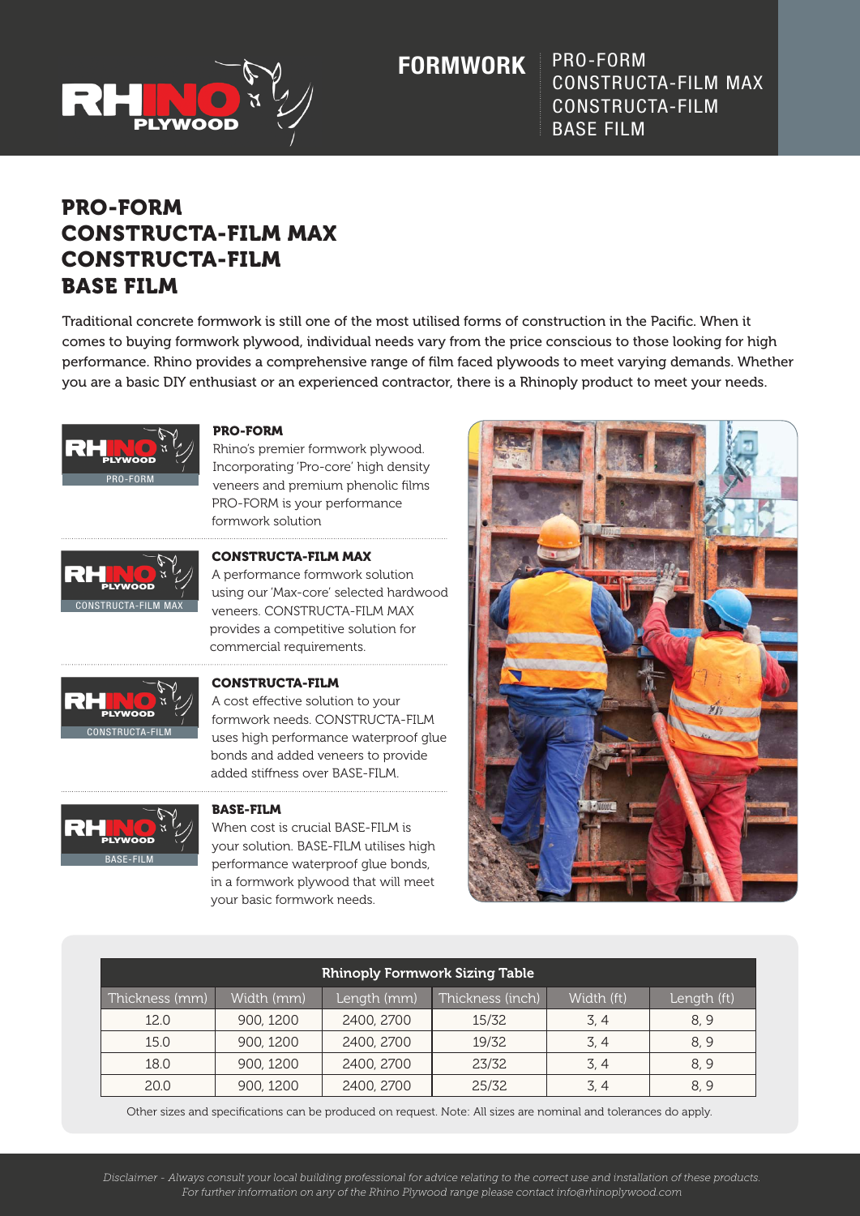FORMWORK

PRO-FORM
CONSTRUCTA-FILM MAX
CONSTRUCTA-FILM
BASE FILM

# PRO-FORM
# CONSTRUCTA-FILM MAX
# CONSTRUCTA-FILM
# BASE FILM

Traditional concrete formwork is still one of the most utilised forms of construction in the Pacific. When it comes to buying formwork plywood, individual needs vary from the price conscious to those looking for high performance. Rhino provides a comprehensive range of film faced plywoods to meet varying demands. Whether you are a basic DIY enthusiast or an experienced contractor, there is a Rhinoply product to meet your needs.

### PRO-FORM

Rhino's premier formwork plywood. Incorporating 'Pro-core' high density veneers and premium phenolic films PRO-FORM is your performance formwork solution

### CONSTRUCTA-FILM MAX

A performance formwork solution using our 'Max-core' selected hardwood veneers. CONSTRUCTA-FILM MAX provides a competitive solution for commercial requirements.

### CONSTRUCTA-FILM

A cost effective solution to your formwork needs. CONSTRUCTA-FILM uses high performance waterproof glue bonds and added veneers to provide added stiffness over BASE-FILM.

### BASE-FILM

When cost is crucial BASE-FILM is your solution. BASE-FILM utilises high performance waterproof glue bonds, in a formwork plywood that will meet your basic formwork needs.

**Rhinoply Formwork Sizing Table**

| Thickness (mm) | Width (mm) | Length (mm) | Thickness (inch) | Width (ft) | Length (ft) |
|---|---|---|---|---|---|
| 12.0 | 900, 1200 | 2400, 2700 | 15/32 | 3, 4 | 8, 9 |
| 15.0 | 900, 1200 | 2400, 2700 | 19/32 | 3, 4 | 8, 9 |
| 18.0 | 900, 1200 | 2400, 2700 | 23/32 | 3, 4 | 8, 9 |
| 20.0 | 900, 1200 | 2400, 2700 | 25/32 | 3, 4 | 8, 9 |

Other sizes and specifications can be produced on request. Note: All sizes are nominal and tolerances do apply.

*Disclaimer - Always consult your local building professional for advice relating to the correct use and installation of these products. For further information on any of the Rhino Plywood range please contact info@rhinoplywood.com*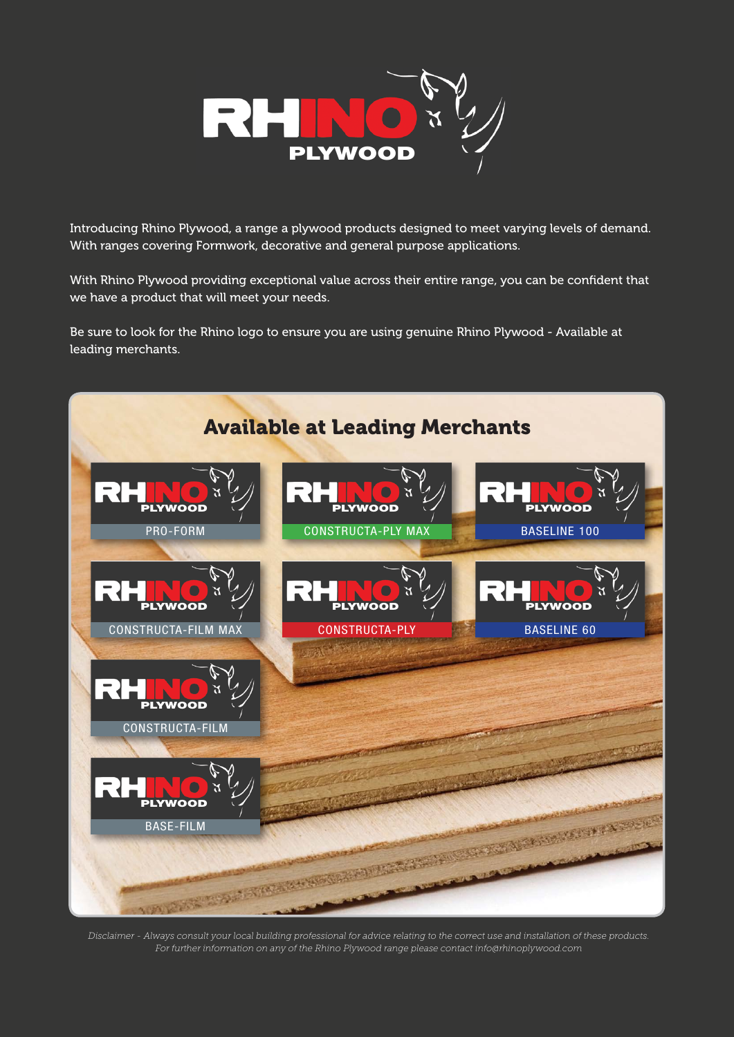RHINO PLYWOOD

Introducing Rhino Plywood, a range a plywood products designed to meet varying levels of demand. With ranges covering Formwork, decorative and general purpose applications.

With Rhino Plywood providing exceptional value across their entire range, you can be confident that we have a product that will meet your needs.

Be sure to look for the Rhino logo to ensure you are using genuine Rhino Plywood - Available at leading merchants.

## Available at Leading Merchants

- PRO-FORM
- CONSTRUCTA-PLY MAX
- BASELINE 100
- CONSTRUCTA-FILM MAX
- CONSTRUCTA-PLY
- BASELINE 60
- CONSTRUCTA-FILM
- BASE-FILM

*Disclaimer - Always consult your local building professional for advice relating to the correct use and installation of these products. For further information on any of the Rhino Plywood range please contact info@rhinoplywood.com*